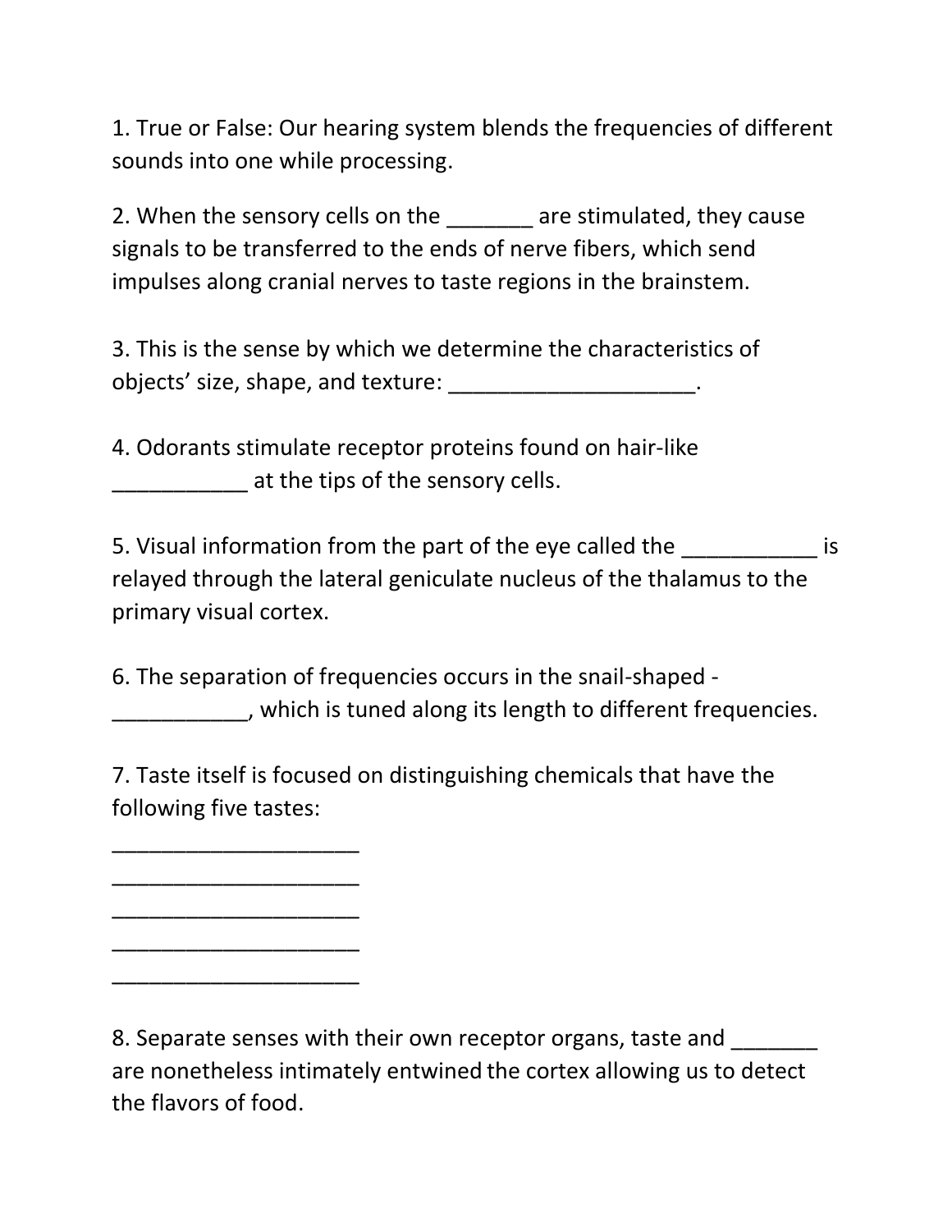1. True or False: Our hearing system blends the frequencies of different sounds into one while processing.

2. When the sensory cells on the _______ are stimulated, they cause signals to be transferred to the ends of nerve fibers, which send impulses along cranial nerves to taste regions in the brainstem.

3. This is the sense by which we determine the characteristics of objects' size, shape, and texture: ____________________.

4. Odorants stimulate receptor proteins found on hair-like ___________ at the tips of the sensory cells.

5. Visual information from the part of the eye called the ___________ is relayed through the lateral geniculate nucleus of the thalamus to the primary visual cortex.

6. The separation of frequencies occurs in the snail-shaped - ___________, which is tuned along its length to different frequencies.

7. Taste itself is focused on distinguishing chemicals that have the following five tastes:

____________________
____________________
____________________
____________________
____________________

8. Separate senses with their own receptor organs, taste and _______ are nonetheless intimately entwined the cortex allowing us to detect the flavors of food.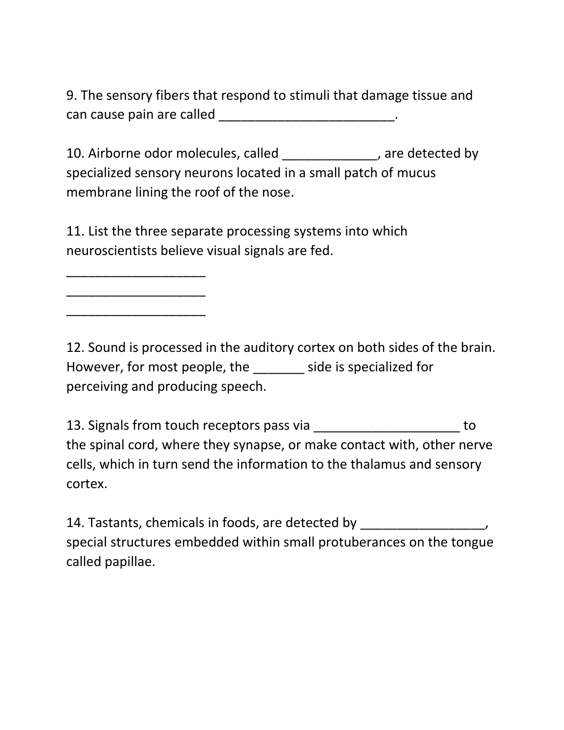9. The sensory fibers that respond to stimuli that damage tissue and can cause pain are called ________________________.

10. Airborne odor molecules, called _____________, are detected by specialized sensory neurons located in a small patch of mucus membrane lining the roof of the nose.

11. List the three separate processing systems into which neuroscientists believe visual signals are fed.

___________________

___________________

___________________

12. Sound is processed in the auditory cortex on both sides of the brain. However, for most people, the _______ side is specialized for perceiving and producing speech.

13. Signals from touch receptors pass via ____________________ to the spinal cord, where they synapse, or make contact with, other nerve cells, which in turn send the information to the thalamus and sensory cortex.

14. Tastants, chemicals in foods, are detected by _________________, special structures embedded within small protuberances on the tongue called papillae.